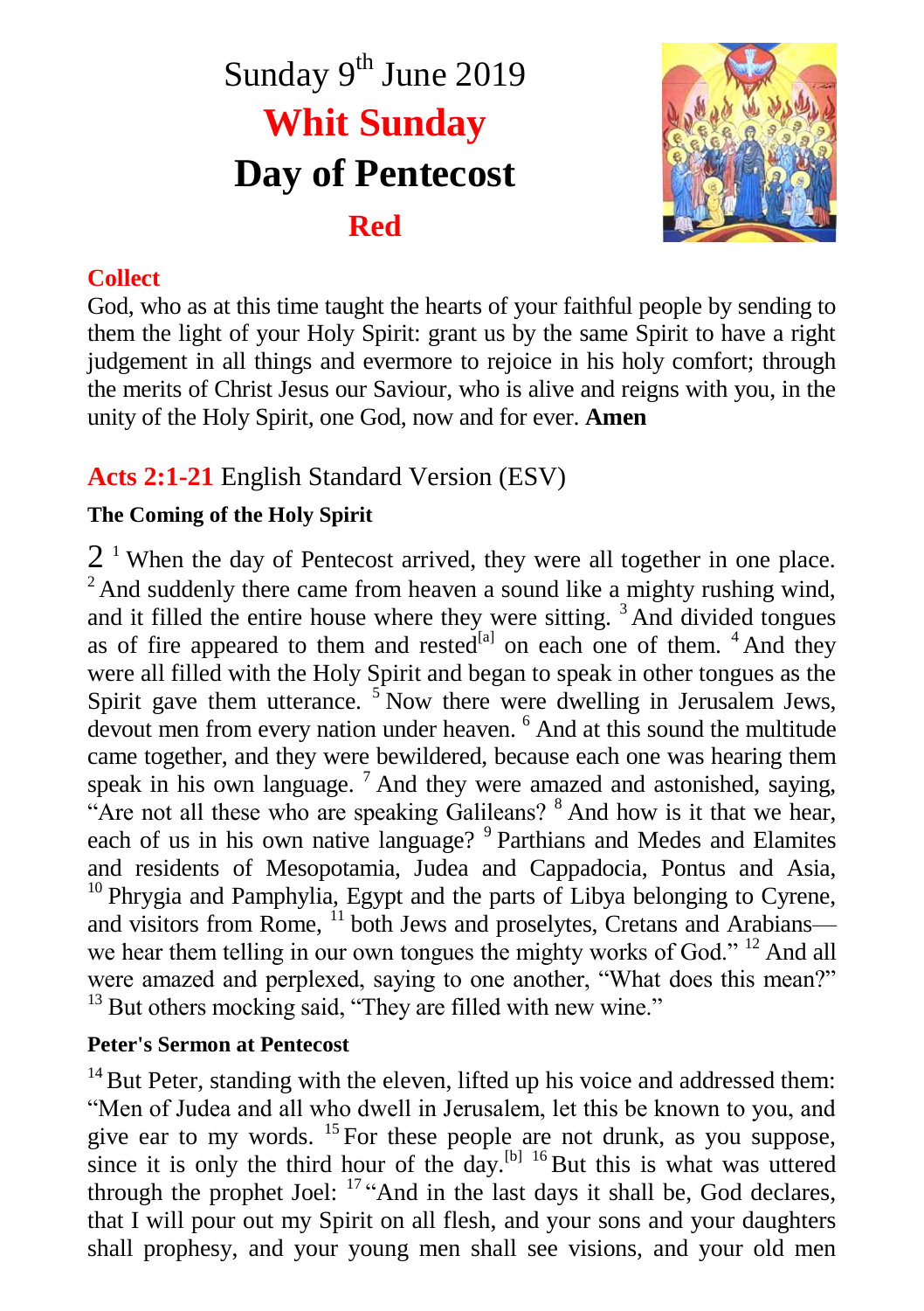# Sunday 9th June 2019

# Whit Sunday

# Day of Pentecost

## Red

## Collect

God, who as at this time taught the hearts of your faithful people by sending to them the light of your Holy Spirit: grant us by the same Spirit to have a right judgement in all things and evermore to rejoice in his holy comfort; through the merits of Christ Jesus our Saviour, who is alive and reigns with you, in the unity of the Holy Spirit, one God, now and for ever. **Amen**

## Acts 2:1-21 English Standard Version (ESV)

### The Coming of the Holy Spirit

2 [1] When the day of Pentecost arrived, they were all together in one place. [2] And suddenly there came from heaven a sound like a mighty rushing wind, and it filled the entire house where they were sitting. [3] And divided tongues as of fire appeared to them and rested[a] on each one of them. [4] And they were all filled with the Holy Spirit and began to speak in other tongues as the Spirit gave them utterance. [5] Now there were dwelling in Jerusalem Jews, devout men from every nation under heaven. [6] And at this sound the multitude came together, and they were bewildered, because each one was hearing them speak in his own language. [7] And they were amazed and astonished, saying, "Are not all these who are speaking Galileans? [8] And how is it that we hear, each of us in his own native language? [9] Parthians and Medes and Elamites and residents of Mesopotamia, Judea and Cappadocia, Pontus and Asia, [10] Phrygia and Pamphylia, Egypt and the parts of Libya belonging to Cyrene, and visitors from Rome, [11] both Jews and proselytes, Cretans and Arabians—we hear them telling in our own tongues the mighty works of God." [12] And all were amazed and perplexed, saying to one another, "What does this mean?" [13] But others mocking said, "They are filled with new wine."

### Peter's Sermon at Pentecost

[14] But Peter, standing with the eleven, lifted up his voice and addressed them: "Men of Judea and all who dwell in Jerusalem, let this be known to you, and give ear to my words. [15] For these people are not drunk, as you suppose, since it is only the third hour of the day.[b] [16] But this is what was uttered through the prophet Joel: [17] "And in the last days it shall be, God declares, that I will pour out my Spirit on all flesh, and your sons and your daughters shall prophesy, and your young men shall see visions, and your old men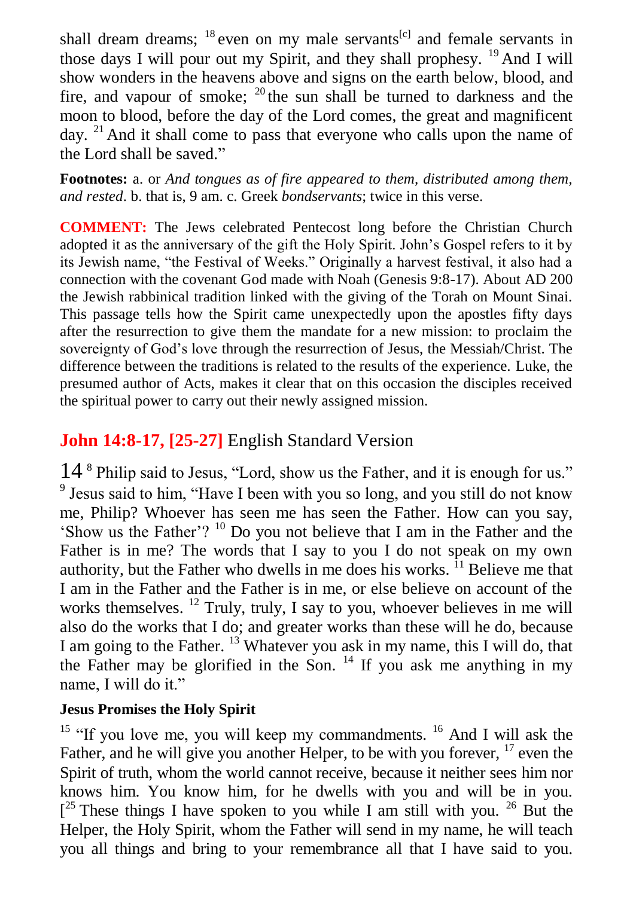shall dream dreams; [18] even on my male servants[c] and female servants in those days I will pour out my Spirit, and they shall prophesy. [19] And I will show wonders in the heavens above and signs on the earth below, blood, and fire, and vapour of smoke; [20] the sun shall be turned to darkness and the moon to blood, before the day of the Lord comes, the great and magnificent day. [21] And it shall come to pass that everyone who calls upon the name of the Lord shall be saved."

**Footnotes:** a. or *And tongues as of fire appeared to them, distributed among them, and rested*. b. that is, 9 am. c. Greek *bondservants*; twice in this verse.

**COMMENT:** The Jews celebrated Pentecost long before the Christian Church adopted it as the anniversary of the gift the Holy Spirit. John's Gospel refers to it by its Jewish name, "the Festival of Weeks." Originally a harvest festival, it also had a connection with the covenant God made with Noah (Genesis 9:8-17). About AD 200 the Jewish rabbinical tradition linked with the giving of the Torah on Mount Sinai. This passage tells how the Spirit came unexpectedly upon the apostles fifty days after the resurrection to give them the mandate for a new mission: to proclaim the sovereignty of God's love through the resurrection of Jesus, the Messiah/Christ. The difference between the traditions is related to the results of the experience. Luke, the presumed author of Acts, makes it clear that on this occasion the disciples received the spiritual power to carry out their newly assigned mission.

## **John 14:8-17, [25-27]** English Standard Version

14 [8] Philip said to Jesus, "Lord, show us the Father, and it is enough for us." [9] Jesus said to him, "Have I been with you so long, and you still do not know me, Philip? Whoever has seen me has seen the Father. How can you say, 'Show us the Father'? [10] Do you not believe that I am in the Father and the Father is in me? The words that I say to you I do not speak on my own authority, but the Father who dwells in me does his works. [11] Believe me that I am in the Father and the Father is in me, or else believe on account of the works themselves. [12] Truly, truly, I say to you, whoever believes in me will also do the works that I do; and greater works than these will he do, because I am going to the Father. [13] Whatever you ask in my name, this I will do, that the Father may be glorified in the Son. [14] If you ask me anything in my name, I will do it."

**Jesus Promises the Holy Spirit**

[15] "If you love me, you will keep my commandments. [16] And I will ask the Father, and he will give you another Helper, to be with you forever, [17] even the Spirit of truth, whom the world cannot receive, because it neither sees him nor knows him. You know him, for he dwells with you and will be in you. [[25] These things I have spoken to you while I am still with you. [26] But the Helper, the Holy Spirit, whom the Father will send in my name, he will teach you all things and bring to your remembrance all that I have said to you.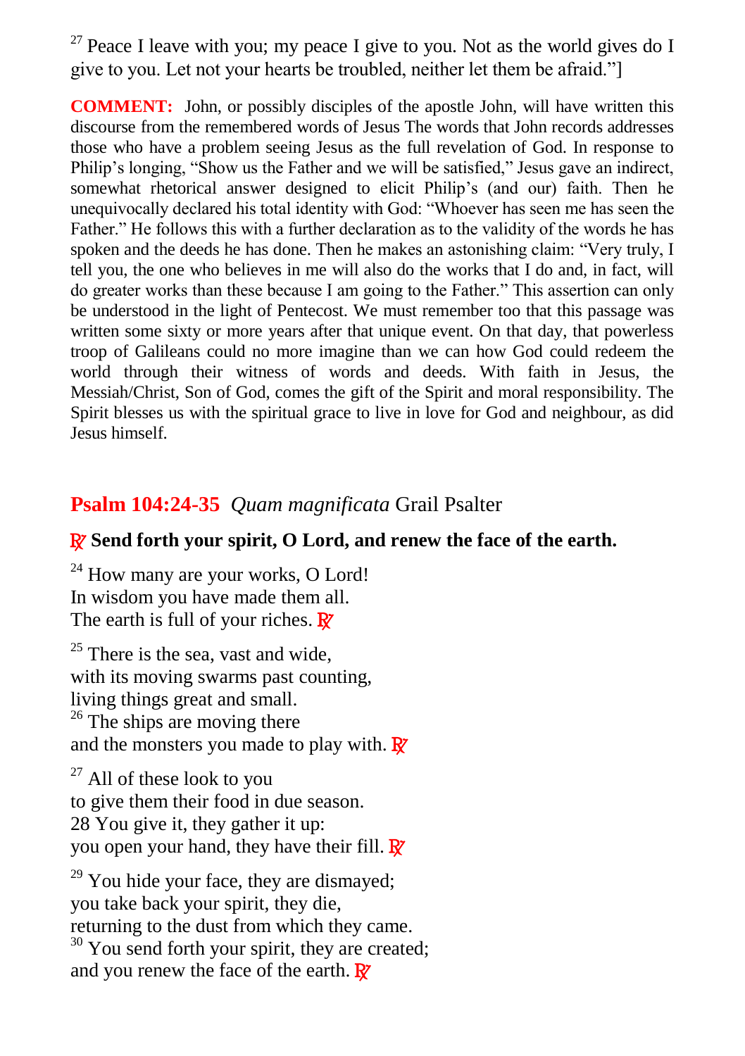[27] Peace I leave with you; my peace I give to you. Not as the world gives do I give to you. Let not your hearts be troubled, neither let them be afraid."]

**COMMENT:** John, or possibly disciples of the apostle John, will have written this discourse from the remembered words of Jesus The words that John records addresses those who have a problem seeing Jesus as the full revelation of God. In response to Philip's longing, "Show us the Father and we will be satisfied," Jesus gave an indirect, somewhat rhetorical answer designed to elicit Philip's (and our) faith. Then he unequivocally declared his total identity with God: "Whoever has seen me has seen the Father." He follows this with a further declaration as to the validity of the words he has spoken and the deeds he has done. Then he makes an astonishing claim: "Very truly, I tell you, the one who believes in me will also do the works that I do and, in fact, will do greater works than these because I am going to the Father." This assertion can only be understood in the light of Pentecost. We must remember too that this passage was written some sixty or more years after that unique event. On that day, that powerless troop of Galileans could no more imagine than we can how God could redeem the world through their witness of words and deeds. With faith in Jesus, the Messiah/Christ, Son of God, comes the gift of the Spirit and moral responsibility. The Spirit blesses us with the spiritual grace to live in love for God and neighbour, as did Jesus himself.

## **Psalm 104:24-35** *Quam magnificata* Grail Psalter

**℟ Send forth your spirit, O Lord, and renew the face of the earth.**

[24] How many are your works, O Lord!
In wisdom you have made them all.
The earth is full of your riches. ℟

[25] There is the sea, vast and wide,
with its moving swarms past counting,
living things great and small.
[26] The ships are moving there
and the monsters you made to play with. ℟

[27] All of these look to you
to give them their food in due season.
28 You give it, they gather it up:
you open your hand, they have their fill. ℟

[29] You hide your face, they are dismayed;
you take back your spirit, they die,
returning to the dust from which they came.
[30] You send forth your spirit, they are created;
and you renew the face of the earth. ℟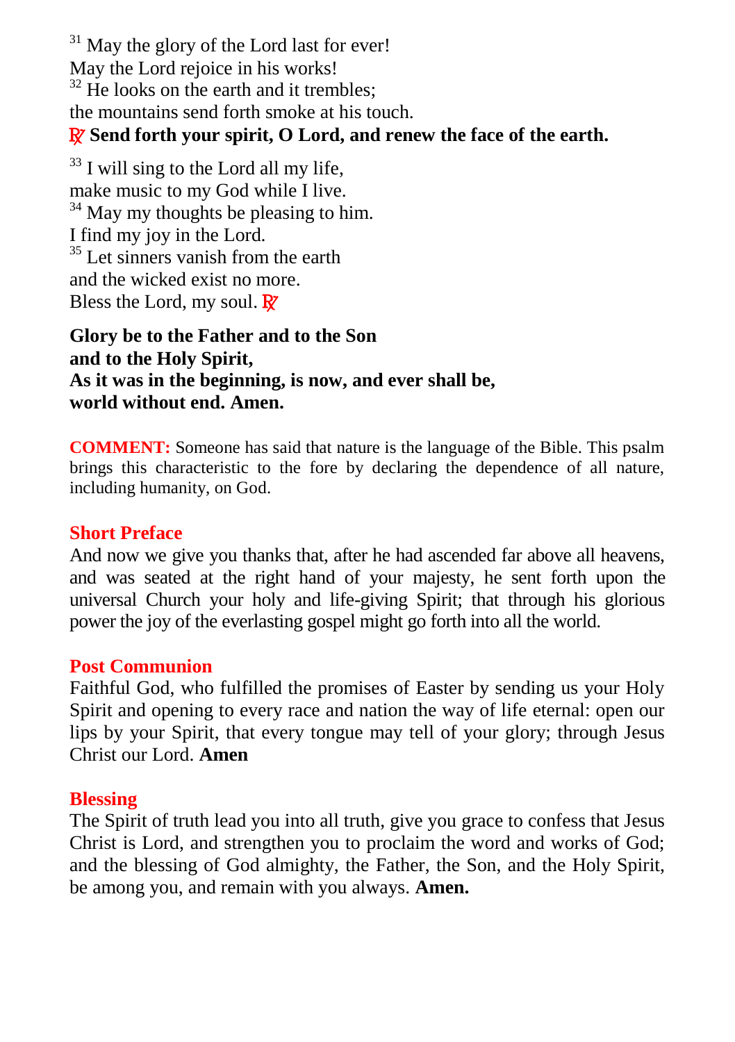[31] May the glory of the Lord last for ever!
May the Lord rejoice in his works!
[32] He looks on the earth and it trembles;
the mountains send forth smoke at his touch.
℟ **Send forth your spirit, O Lord, and renew the face of the earth.**

[33] I will sing to the Lord all my life,
make music to my God while I live.
[34] May my thoughts be pleasing to him.
I find my joy in the Lord.
[35] Let sinners vanish from the earth
and the wicked exist no more.
Bless the Lord, my soul. ℟

**Glory be to the Father and to the Son
and to the Holy Spirit,
As it was in the beginning, is now, and ever shall be,
world without end. Amen.**

**COMMENT:** Someone has said that nature is the language of the Bible. This psalm brings this characteristic to the fore by declaring the dependence of all nature, including humanity, on God.

## Short Preface

And now we give you thanks that, after he had ascended far above all heavens, and was seated at the right hand of your majesty, he sent forth upon the universal Church your holy and life-giving Spirit; that through his glorious power the joy of the everlasting gospel might go forth into all the world.

## Post Communion

Faithful God, who fulfilled the promises of Easter by sending us your Holy Spirit and opening to every race and nation the way of life eternal: open our lips by your Spirit, that every tongue may tell of your glory; through Jesus Christ our Lord. **Amen**

## Blessing

The Spirit of truth lead you into all truth, give you grace to confess that Jesus Christ is Lord, and strengthen you to proclaim the word and works of God; and the blessing of God almighty, the Father, the Son, and the Holy Spirit, be among you, and remain with you always. **Amen.**